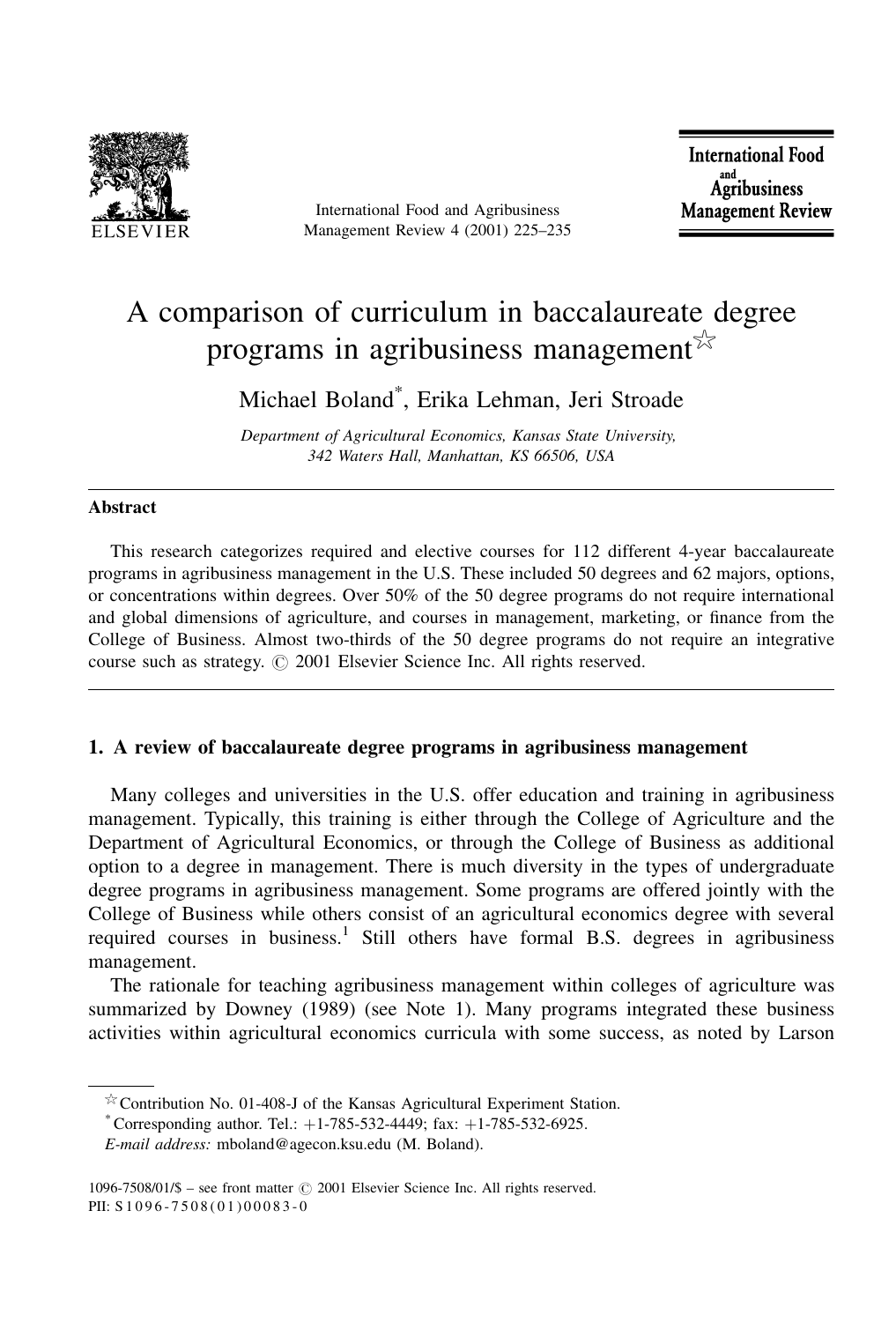# A comparison of curriculum in baccalaureate degree programs in agribusiness management[☆]

Michael Boland[*], Erika Lehman, Jeri Stroade

*Department of Agricultural Economics, Kansas State University, 342 Waters Hall, Manhattan, KS 66506, USA*

## Abstract

This research categorizes required and elective courses for 112 different 4-year baccalaureate programs in agribusiness management in the U.S. These included 50 degrees and 62 majors, options, or concentrations within degrees. Over 50% of the 50 degree programs do not require international and global dimensions of agriculture, and courses in management, marketing, or finance from the College of Business. Almost two-thirds of the 50 degree programs do not require an integrative course such as strategy. © 2001 Elsevier Science Inc. All rights reserved.

## 1. A review of baccalaureate degree programs in agribusiness management

Many colleges and universities in the U.S. offer education and training in agribusiness management. Typically, this training is either through the College of Agriculture and the Department of Agricultural Economics, or through the College of Business as additional option to a degree in management. There is much diversity in the types of undergraduate degree programs in agribusiness management. Some programs are offered jointly with the College of Business while others consist of an agricultural economics degree with several required courses in business.[1] Still others have formal B.S. degrees in agribusiness management.

The rationale for teaching agribusiness management within colleges of agriculture was summarized by Downey (1989) (see Note 1). Many programs integrated these business activities within agricultural economics curricula with some success, as noted by Larson

---

[☆] Contribution No. 01-408-J of the Kansas Agricultural Experiment Station.

[*] Corresponding author. Tel.: +1-785-532-4449; fax: +1-785-532-6925.

*E-mail address:* mboland@agecon.ksu.edu (M. Boland).

1096-7508/01/$ – see front matter © 2001 Elsevier Science Inc. All rights reserved.
PII: S1096-7508(01)00083-0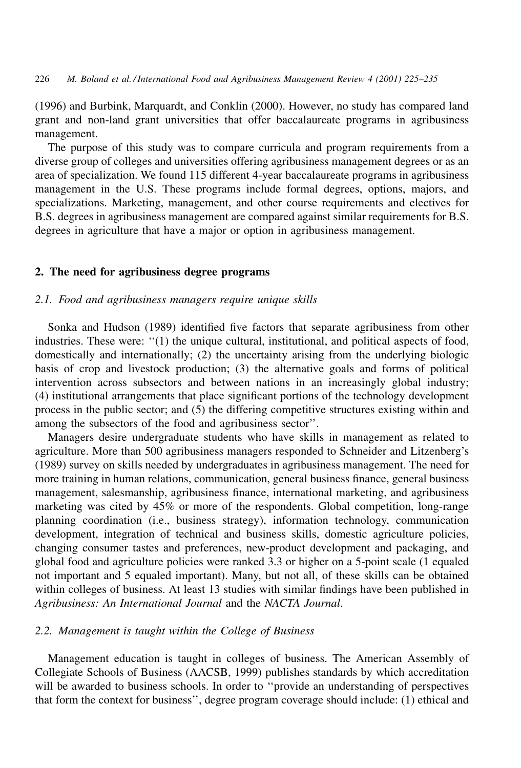(1996) and Burbink, Marquardt, and Conklin (2000). However, no study has compared land grant and non-land grant universities that offer baccalaureate programs in agribusiness management.

The purpose of this study was to compare curricula and program requirements from a diverse group of colleges and universities offering agribusiness management degrees or as an area of specialization. We found 115 different 4-year baccalaureate programs in agribusiness management in the U.S. These programs include formal degrees, options, majors, and specializations. Marketing, management, and other course requirements and electives for B.S. degrees in agribusiness management are compared against similar requirements for B.S. degrees in agriculture that have a major or option in agribusiness management.

## 2. The need for agribusiness degree programs

### 2.1. Food and agribusiness managers require unique skills

Sonka and Hudson (1989) identified five factors that separate agribusiness from other industries. These were: "(1) the unique cultural, institutional, and political aspects of food, domestically and internationally; (2) the uncertainty arising from the underlying biologic basis of crop and livestock production; (3) the alternative goals and forms of political intervention across subsectors and between nations in an increasingly global industry; (4) institutional arrangements that place significant portions of the technology development process in the public sector; and (5) the differing competitive structures existing within and among the subsectors of the food and agribusiness sector".

Managers desire undergraduate students who have skills in management as related to agriculture. More than 500 agribusiness managers responded to Schneider and Litzenberg's (1989) survey on skills needed by undergraduates in agribusiness management. The need for more training in human relations, communication, general business finance, general business management, salesmanship, agribusiness finance, international marketing, and agribusiness marketing was cited by 45% or more of the respondents. Global competition, long-range planning coordination (i.e., business strategy), information technology, communication development, integration of technical and business skills, domestic agriculture policies, changing consumer tastes and preferences, new-product development and packaging, and global food and agriculture policies were ranked 3.3 or higher on a 5-point scale (1 equaled not important and 5 equaled important). Many, but not all, of these skills can be obtained within colleges of business. At least 13 studies with similar findings have been published in *Agribusiness: An International Journal* and the *NACTA Journal*.

### 2.2. Management is taught within the College of Business

Management education is taught in colleges of business. The American Assembly of Collegiate Schools of Business (AACSB, 1999) publishes standards by which accreditation will be awarded to business schools. In order to "provide an understanding of perspectives that form the context for business", degree program coverage should include: (1) ethical and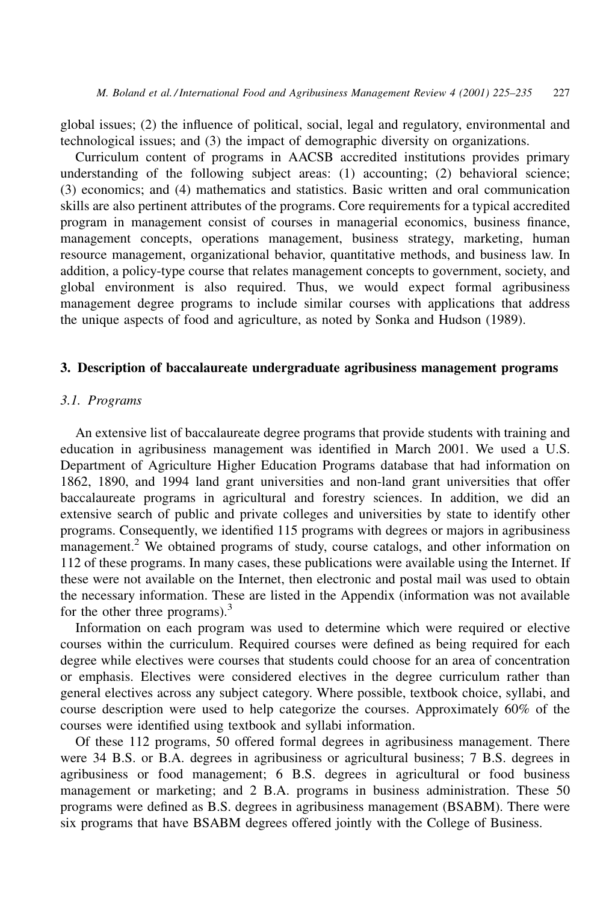global issues; (2) the influence of political, social, legal and regulatory, environmental and technological issues; and (3) the impact of demographic diversity on organizations.

Curriculum content of programs in AACSB accredited institutions provides primary understanding of the following subject areas: (1) accounting; (2) behavioral science; (3) economics; and (4) mathematics and statistics. Basic written and oral communication skills are also pertinent attributes of the programs. Core requirements for a typical accredited program in management consist of courses in managerial economics, business finance, management concepts, operations management, business strategy, marketing, human resource management, organizational behavior, quantitative methods, and business law. In addition, a policy-type course that relates management concepts to government, society, and global environment is also required. Thus, we would expect formal agribusiness management degree programs to include similar courses with applications that address the unique aspects of food and agriculture, as noted by Sonka and Hudson (1989).

## 3. Description of baccalaureate undergraduate agribusiness management programs

### 3.1. Programs

An extensive list of baccalaureate degree programs that provide students with training and education in agribusiness management was identified in March 2001. We used a U.S. Department of Agriculture Higher Education Programs database that had information on 1862, 1890, and 1994 land grant universities and non-land grant universities that offer baccalaureate programs in agricultural and forestry sciences. In addition, we did an extensive search of public and private colleges and universities by state to identify other programs. Consequently, we identified 115 programs with degrees or majors in agribusiness management.[2] We obtained programs of study, course catalogs, and other information on 112 of these programs. In many cases, these publications were available using the Internet. If these were not available on the Internet, then electronic and postal mail was used to obtain the necessary information. These are listed in the Appendix (information was not available for the other three programs).[3]

Information on each program was used to determine which were required or elective courses within the curriculum. Required courses were defined as being required for each degree while electives were courses that students could choose for an area of concentration or emphasis. Electives were considered electives in the degree curriculum rather than general electives across any subject category. Where possible, textbook choice, syllabi, and course description were used to help categorize the courses. Approximately 60% of the courses were identified using textbook and syllabi information.

Of these 112 programs, 50 offered formal degrees in agribusiness management. There were 34 B.S. or B.A. degrees in agribusiness or agricultural business; 7 B.S. degrees in agribusiness or food management; 6 B.S. degrees in agricultural or food business management or marketing; and 2 B.A. programs in business administration. These 50 programs were defined as B.S. degrees in agribusiness management (BSABM). There were six programs that have BSABM degrees offered jointly with the College of Business.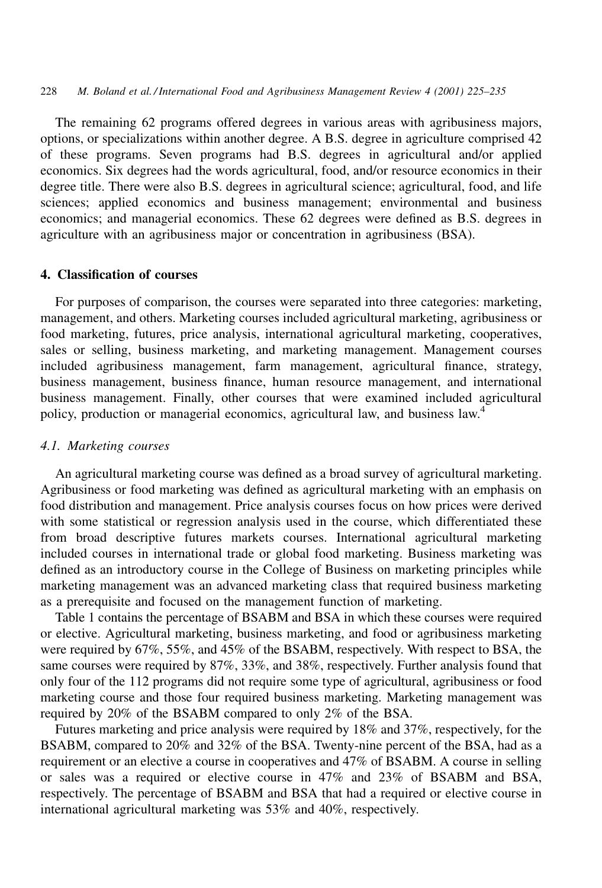The remaining 62 programs offered degrees in various areas with agribusiness majors, options, or specializations within another degree. A B.S. degree in agriculture comprised 42 of these programs. Seven programs had B.S. degrees in agricultural and/or applied economics. Six degrees had the words agricultural, food, and/or resource economics in their degree title. There were also B.S. degrees in agricultural science; agricultural, food, and life sciences; applied economics and business management; environmental and business economics; and managerial economics. These 62 degrees were defined as B.S. degrees in agriculture with an agribusiness major or concentration in agribusiness (BSA).

## 4. Classification of courses

For purposes of comparison, the courses were separated into three categories: marketing, management, and others. Marketing courses included agricultural marketing, agribusiness or food marketing, futures, price analysis, international agricultural marketing, cooperatives, sales or selling, business marketing, and marketing management. Management courses included agribusiness management, farm management, agricultural finance, strategy, business management, business finance, human resource management, and international business management. Finally, other courses that were examined included agricultural policy, production or managerial economics, agricultural law, and business law.[4]

### 4.1. Marketing courses

An agricultural marketing course was defined as a broad survey of agricultural marketing. Agribusiness or food marketing was defined as agricultural marketing with an emphasis on food distribution and management. Price analysis courses focus on how prices were derived with some statistical or regression analysis used in the course, which differentiated these from broad descriptive futures markets courses. International agricultural marketing included courses in international trade or global food marketing. Business marketing was defined as an introductory course in the College of Business on marketing principles while marketing management was an advanced marketing class that required business marketing as a prerequisite and focused on the management function of marketing.

Table 1 contains the percentage of BSABM and BSA in which these courses were required or elective. Agricultural marketing, business marketing, and food or agribusiness marketing were required by 67%, 55%, and 45% of the BSABM, respectively. With respect to BSA, the same courses were required by 87%, 33%, and 38%, respectively. Further analysis found that only four of the 112 programs did not require some type of agricultural, agribusiness or food marketing course and those four required business marketing. Marketing management was required by 20% of the BSABM compared to only 2% of the BSA.

Futures marketing and price analysis were required by 18% and 37%, respectively, for the BSABM, compared to 20% and 32% of the BSA. Twenty-nine percent of the BSA, had as a requirement or an elective a course in cooperatives and 47% of BSABM. A course in selling or sales was a required or elective course in 47% and 23% of BSABM and BSA, respectively. The percentage of BSABM and BSA that had a required or elective course in international agricultural marketing was 53% and 40%, respectively.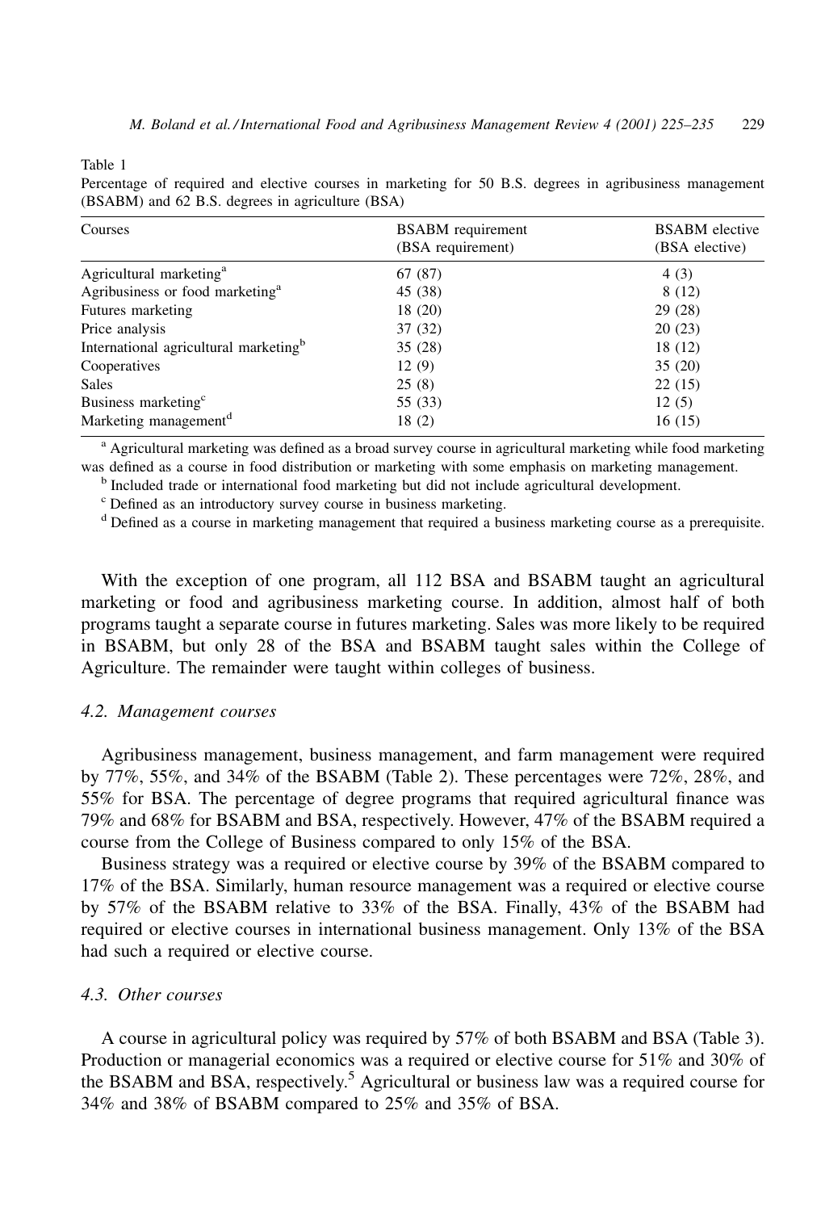Table 1

Percentage of required and elective courses in marketing for 50 B.S. degrees in agribusiness management (BSABM) and 62 B.S. degrees in agriculture (BSA)

| Courses | BSABM requirement (BSA requirement) | BSABM elective (BSA elective) |
|---|---|---|
| Agricultural marketing[a] | 67 (87) | 4 (3) |
| Agribusiness or food marketing[a] | 45 (38) | 8 (12) |
| Futures marketing | 18 (20) | 29 (28) |
| Price analysis | 37 (32) | 20 (23) |
| International agricultural marketing[b] | 35 (28) | 18 (12) |
| Cooperatives | 12 (9) | 35 (20) |
| Sales | 25 (8) | 22 (15) |
| Business marketing[c] | 55 (33) | 12 (5) |
| Marketing management[d] | 18 (2) | 16 (15) |

[a] Agricultural marketing was defined as a broad survey course in agricultural marketing while food marketing was defined as a course in food distribution or marketing with some emphasis on marketing management.

[b] Included trade or international food marketing but did not include agricultural development.

[c] Defined as an introductory survey course in business marketing.

[d] Defined as a course in marketing management that required a business marketing course as a prerequisite.

With the exception of one program, all 112 BSA and BSABM taught an agricultural marketing or food and agribusiness marketing course. In addition, almost half of both programs taught a separate course in futures marketing. Sales was more likely to be required in BSABM, but only 28 of the BSA and BSABM taught sales within the College of Agriculture. The remainder were taught within colleges of business.

### *4.2. Management courses*

Agribusiness management, business management, and farm management were required by 77%, 55%, and 34% of the BSABM (Table 2). These percentages were 72%, 28%, and 55% for BSA. The percentage of degree programs that required agricultural finance was 79% and 68% for BSABM and BSA, respectively. However, 47% of the BSABM required a course from the College of Business compared to only 15% of the BSA.

Business strategy was a required or elective course by 39% of the BSABM compared to 17% of the BSA. Similarly, human resource management was a required or elective course by 57% of the BSABM relative to 33% of the BSA. Finally, 43% of the BSABM had required or elective courses in international business management. Only 13% of the BSA had such a required or elective course.

### *4.3. Other courses*

A course in agricultural policy was required by 57% of both BSABM and BSA (Table 3). Production or managerial economics was a required or elective course for 51% and 30% of the BSABM and BSA, respectively.[5] Agricultural or business law was a required course for 34% and 38% of BSABM compared to 25% and 35% of BSA.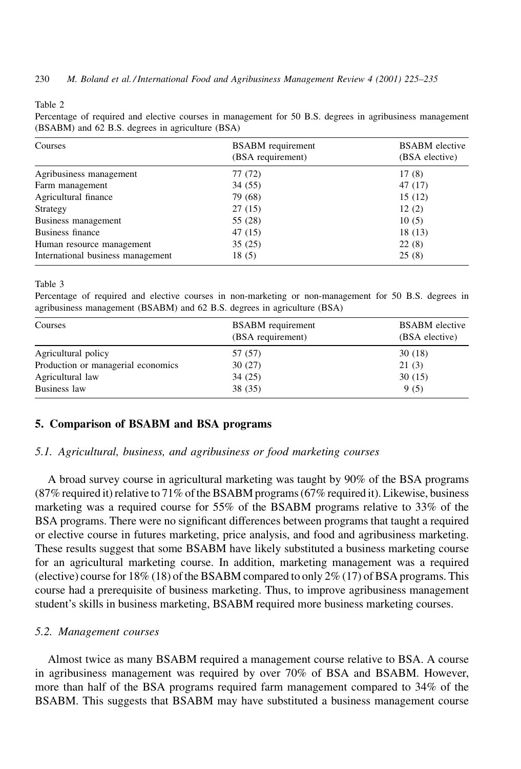Table 2

Percentage of required and elective courses in management for 50 B.S. degrees in agribusiness management (BSABM) and 62 B.S. degrees in agriculture (BSA)

| Courses | BSABM requirement (BSA requirement) | BSABM elective (BSA elective) |
|---|---|---|
| Agribusiness management | 77 (72) | 17 (8) |
| Farm management | 34 (55) | 47 (17) |
| Agricultural finance | 79 (68) | 15 (12) |
| Strategy | 27 (15) | 12 (2) |
| Business management | 55 (28) | 10 (5) |
| Business finance | 47 (15) | 18 (13) |
| Human resource management | 35 (25) | 22 (8) |
| International business management | 18 (5) | 25 (8) |

Table 3

Percentage of required and elective courses in non-marketing or non-management for 50 B.S. degrees in agribusiness management (BSABM) and 62 B.S. degrees in agriculture (BSA)

| Courses | BSABM requirement (BSA requirement) | BSABM elective (BSA elective) |
|---|---|---|
| Agricultural policy | 57 (57) | 30 (18) |
| Production or managerial economics | 30 (27) | 21 (3) |
| Agricultural law | 34 (25) | 30 (15) |
| Business law | 38 (35) | 9 (5) |

## 5. Comparison of BSABM and BSA programs

### 5.1. Agricultural, business, and agribusiness or food marketing courses

A broad survey course in agricultural marketing was taught by 90% of the BSA programs (87% required it) relative to 71% of the BSABM programs (67% required it). Likewise, business marketing was a required course for 55% of the BSABM programs relative to 33% of the BSA programs. There were no significant differences between programs that taught a required or elective course in futures marketing, price analysis, and food and agribusiness marketing. These results suggest that some BSABM have likely substituted a business marketing course for an agricultural marketing course. In addition, marketing management was a required (elective) course for 18% (18) of the BSABM compared to only 2% (17) of BSA programs. This course had a prerequisite of business marketing. Thus, to improve agribusiness management student's skills in business marketing, BSABM required more business marketing courses.

### 5.2. Management courses

Almost twice as many BSABM required a management course relative to BSA. A course in agribusiness management was required by over 70% of BSA and BSABM. However, more than half of the BSA programs required farm management compared to 34% of the BSABM. This suggests that BSABM may have substituted a business management course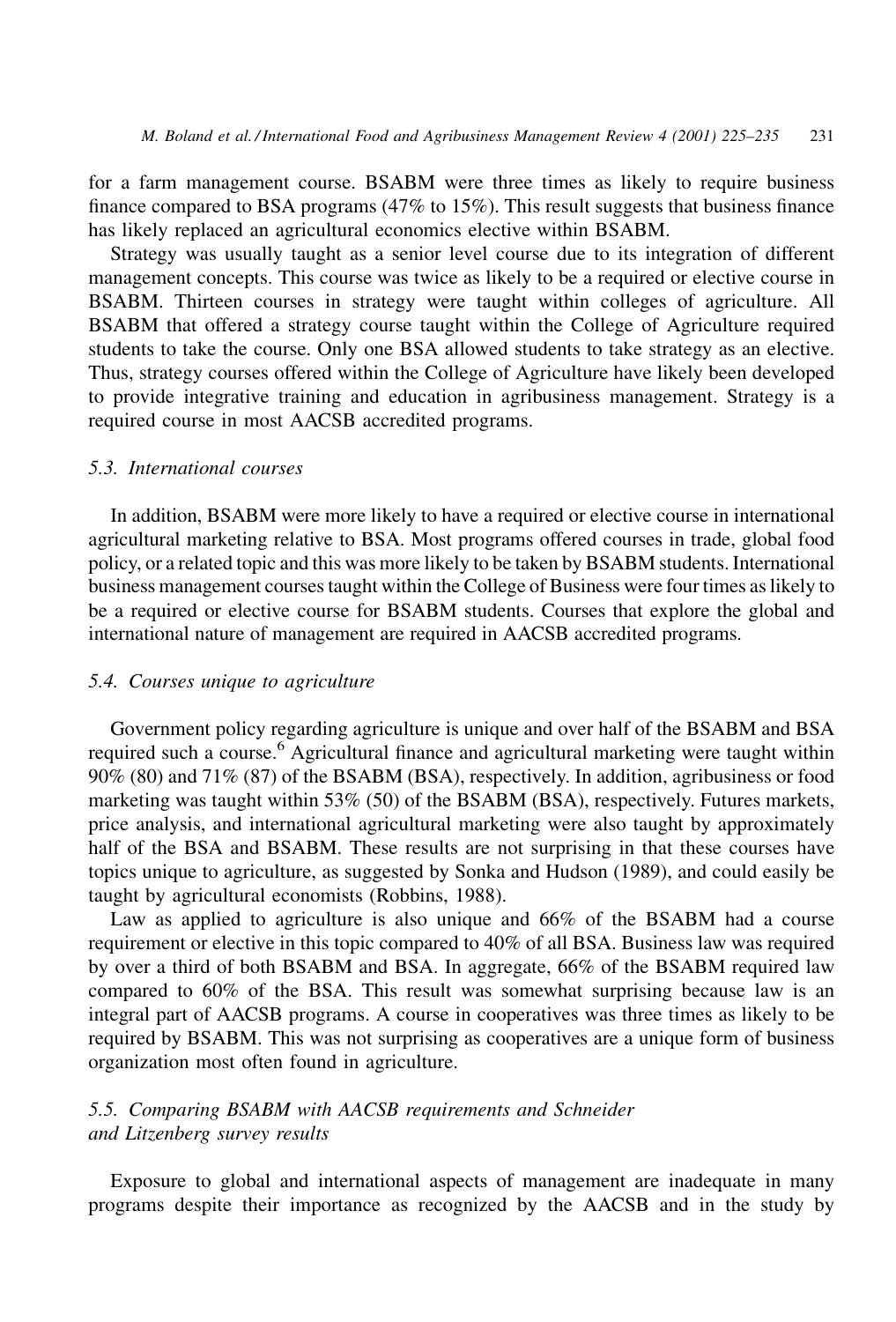for a farm management course. BSABM were three times as likely to require business finance compared to BSA programs (47% to 15%). This result suggests that business finance has likely replaced an agricultural economics elective within BSABM.

Strategy was usually taught as a senior level course due to its integration of different management concepts. This course was twice as likely to be a required or elective course in BSABM. Thirteen courses in strategy were taught within colleges of agriculture. All BSABM that offered a strategy course taught within the College of Agriculture required students to take the course. Only one BSA allowed students to take strategy as an elective. Thus, strategy courses offered within the College of Agriculture have likely been developed to provide integrative training and education in agribusiness management. Strategy is a required course in most AACSB accredited programs.

### *5.3. International courses*

In addition, BSABM were more likely to have a required or elective course in international agricultural marketing relative to BSA. Most programs offered courses in trade, global food policy, or a related topic and this was more likely to be taken by BSABM students. International business management courses taught within the College of Business were four times as likely to be a required or elective course for BSABM students. Courses that explore the global and international nature of management are required in AACSB accredited programs.

### *5.4. Courses unique to agriculture*

Government policy regarding agriculture is unique and over half of the BSABM and BSA required such a course.[6] Agricultural finance and agricultural marketing were taught within 90% (80) and 71% (87) of the BSABM (BSA), respectively. In addition, agribusiness or food marketing was taught within 53% (50) of the BSABM (BSA), respectively. Futures markets, price analysis, and international agricultural marketing were also taught by approximately half of the BSA and BSABM. These results are not surprising in that these courses have topics unique to agriculture, as suggested by Sonka and Hudson (1989), and could easily be taught by agricultural economists (Robbins, 1988).

Law as applied to agriculture is also unique and 66% of the BSABM had a course requirement or elective in this topic compared to 40% of all BSA. Business law was required by over a third of both BSABM and BSA. In aggregate, 66% of the BSABM required law compared to 60% of the BSA. This result was somewhat surprising because law is an integral part of AACSB programs. A course in cooperatives was three times as likely to be required by BSABM. This was not surprising as cooperatives are a unique form of business organization most often found in agriculture.

### *5.5. Comparing BSABM with AACSB requirements and Schneider and Litzenberg survey results*

Exposure to global and international aspects of management are inadequate in many programs despite their importance as recognized by the AACSB and in the study by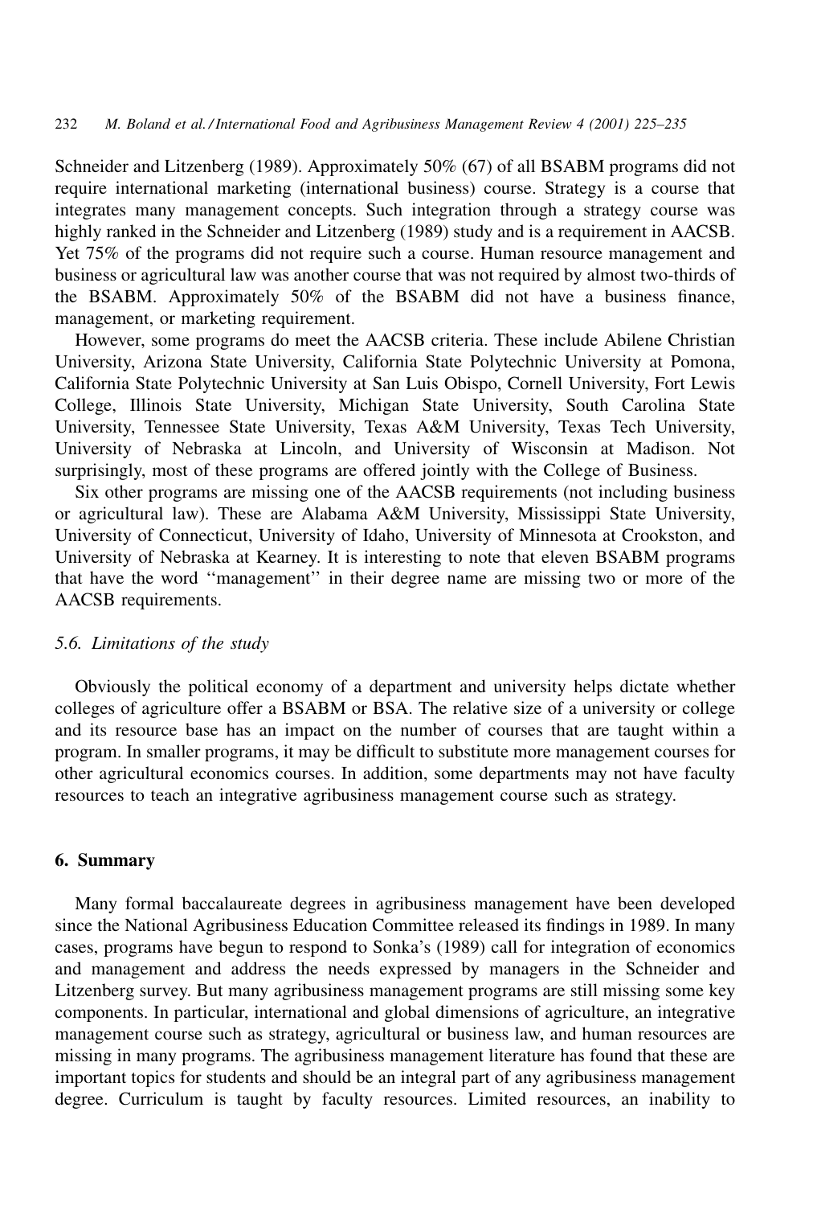Schneider and Litzenberg (1989). Approximately 50% (67) of all BSABM programs did not require international marketing (international business) course. Strategy is a course that integrates many management concepts. Such integration through a strategy course was highly ranked in the Schneider and Litzenberg (1989) study and is a requirement in AACSB. Yet 75% of the programs did not require such a course. Human resource management and business or agricultural law was another course that was not required by almost two-thirds of the BSABM. Approximately 50% of the BSABM did not have a business finance, management, or marketing requirement.

However, some programs do meet the AACSB criteria. These include Abilene Christian University, Arizona State University, California State Polytechnic University at Pomona, California State Polytechnic University at San Luis Obispo, Cornell University, Fort Lewis College, Illinois State University, Michigan State University, South Carolina State University, Tennessee State University, Texas A&M University, Texas Tech University, University of Nebraska at Lincoln, and University of Wisconsin at Madison. Not surprisingly, most of these programs are offered jointly with the College of Business.

Six other programs are missing one of the AACSB requirements (not including business or agricultural law). These are Alabama A&M University, Mississippi State University, University of Connecticut, University of Idaho, University of Minnesota at Crookston, and University of Nebraska at Kearney. It is interesting to note that eleven BSABM programs that have the word ''management'' in their degree name are missing two or more of the AACSB requirements.

### 5.6. Limitations of the study

Obviously the political economy of a department and university helps dictate whether colleges of agriculture offer a BSABM or BSA. The relative size of a university or college and its resource base has an impact on the number of courses that are taught within a program. In smaller programs, it may be difficult to substitute more management courses for other agricultural economics courses. In addition, some departments may not have faculty resources to teach an integrative agribusiness management course such as strategy.

## 6. Summary

Many formal baccalaureate degrees in agribusiness management have been developed since the National Agribusiness Education Committee released its findings in 1989. In many cases, programs have begun to respond to Sonka's (1989) call for integration of economics and management and address the needs expressed by managers in the Schneider and Litzenberg survey. But many agribusiness management programs are still missing some key components. In particular, international and global dimensions of agriculture, an integrative management course such as strategy, agricultural or business law, and human resources are missing in many programs. The agribusiness management literature has found that these are important topics for students and should be an integral part of any agribusiness management degree. Curriculum is taught by faculty resources. Limited resources, an inability to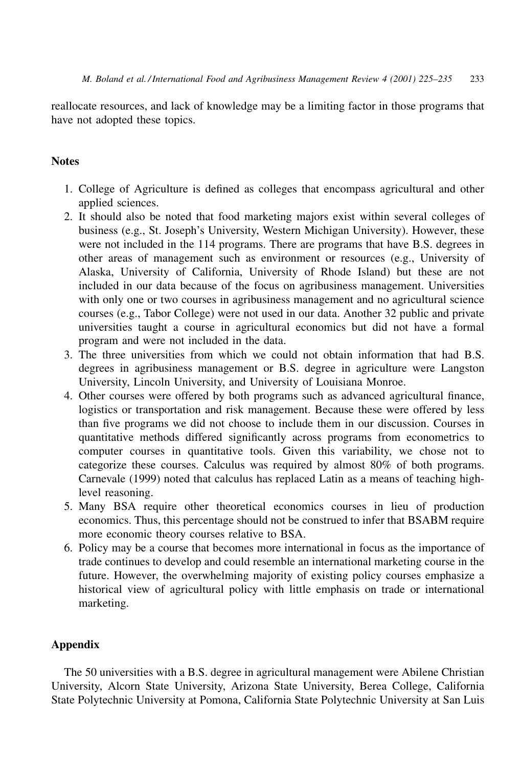reallocate resources, and lack of knowledge may be a limiting factor in those programs that have not adopted these topics.

## Notes

1. College of Agriculture is defined as colleges that encompass agricultural and other applied sciences.
2. It should also be noted that food marketing majors exist within several colleges of business (e.g., St. Joseph's University, Western Michigan University). However, these were not included in the 114 programs. There are programs that have B.S. degrees in other areas of management such as environment or resources (e.g., University of Alaska, University of California, University of Rhode Island) but these are not included in our data because of the focus on agribusiness management. Universities with only one or two courses in agribusiness management and no agricultural science courses (e.g., Tabor College) were not used in our data. Another 32 public and private universities taught a course in agricultural economics but did not have a formal program and were not included in the data.
3. The three universities from which we could not obtain information that had B.S. degrees in agribusiness management or B.S. degree in agriculture were Langston University, Lincoln University, and University of Louisiana Monroe.
4. Other courses were offered by both programs such as advanced agricultural finance, logistics or transportation and risk management. Because these were offered by less than five programs we did not choose to include them in our discussion. Courses in quantitative methods differed significantly across programs from econometrics to computer courses in quantitative tools. Given this variability, we chose not to categorize these courses. Calculus was required by almost 80% of both programs. Carnevale (1999) noted that calculus has replaced Latin as a means of teaching high-level reasoning.
5. Many BSA require other theoretical economics courses in lieu of production economics. Thus, this percentage should not be construed to infer that BSABM require more economic theory courses relative to BSA.
6. Policy may be a course that becomes more international in focus as the importance of trade continues to develop and could resemble an international marketing course in the future. However, the overwhelming majority of existing policy courses emphasize a historical view of agricultural policy with little emphasis on trade or international marketing.

## Appendix

The 50 universities with a B.S. degree in agricultural management were Abilene Christian University, Alcorn State University, Arizona State University, Berea College, California State Polytechnic University at Pomona, California State Polytechnic University at San Luis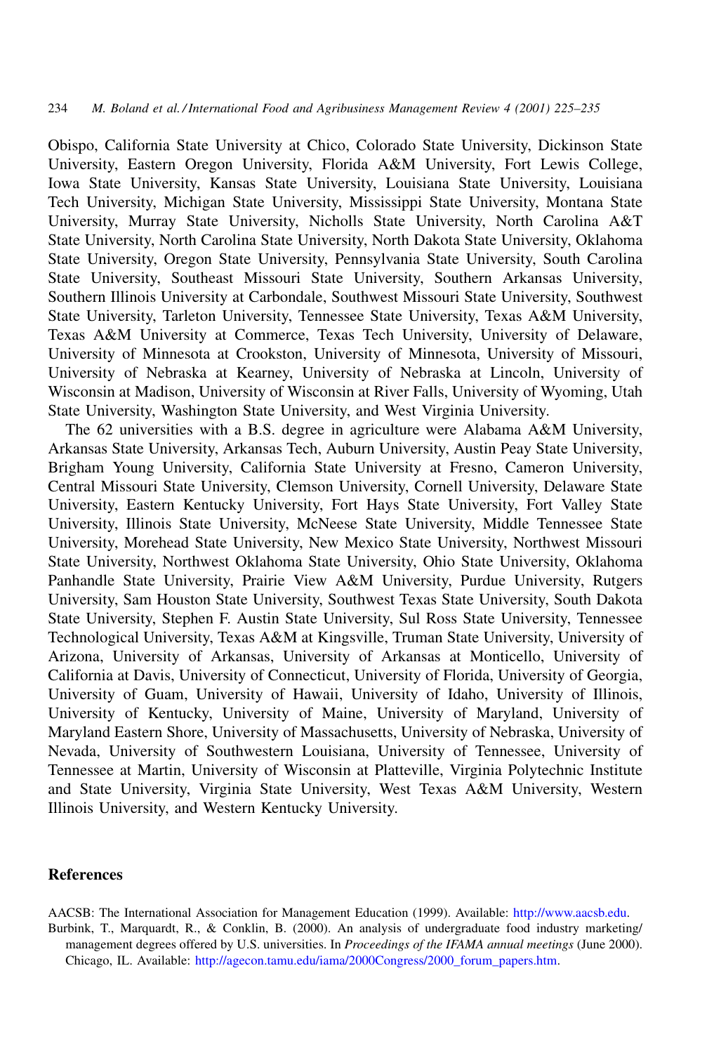Obispo, California State University at Chico, Colorado State University, Dickinson State University, Eastern Oregon University, Florida A&M University, Fort Lewis College, Iowa State University, Kansas State University, Louisiana State University, Louisiana Tech University, Michigan State University, Mississippi State University, Montana State University, Murray State University, Nicholls State University, North Carolina A&T State University, North Carolina State University, North Dakota State University, Oklahoma State University, Oregon State University, Pennsylvania State University, South Carolina State University, Southeast Missouri State University, Southern Arkansas University, Southern Illinois University at Carbondale, Southwest Missouri State University, Southwest State University, Tarleton University, Tennessee State University, Texas A&M University, Texas A&M University at Commerce, Texas Tech University, University of Delaware, University of Minnesota at Crookston, University of Minnesota, University of Missouri, University of Nebraska at Kearney, University of Nebraska at Lincoln, University of Wisconsin at Madison, University of Wisconsin at River Falls, University of Wyoming, Utah State University, Washington State University, and West Virginia University.

The 62 universities with a B.S. degree in agriculture were Alabama A&M University, Arkansas State University, Arkansas Tech, Auburn University, Austin Peay State University, Brigham Young University, California State University at Fresno, Cameron University, Central Missouri State University, Clemson University, Cornell University, Delaware State University, Eastern Kentucky University, Fort Hays State University, Fort Valley State University, Illinois State University, McNeese State University, Middle Tennessee State University, Morehead State University, New Mexico State University, Northwest Missouri State University, Northwest Oklahoma State University, Ohio State University, Oklahoma Panhandle State University, Prairie View A&M University, Purdue University, Rutgers University, Sam Houston State University, Southwest Texas State University, South Dakota State University, Stephen F. Austin State University, Sul Ross State University, Tennessee Technological University, Texas A&M at Kingsville, Truman State University, University of Arizona, University of Arkansas, University of Arkansas at Monticello, University of California at Davis, University of Connecticut, University of Florida, University of Georgia, University of Guam, University of Hawaii, University of Idaho, University of Illinois, University of Kentucky, University of Maine, University of Maryland, University of Maryland Eastern Shore, University of Massachusetts, University of Nebraska, University of Nevada, University of Southwestern Louisiana, University of Tennessee, University of Tennessee at Martin, University of Wisconsin at Platteville, Virginia Polytechnic Institute and State University, Virginia State University, West Texas A&M University, Western Illinois University, and Western Kentucky University.

## References

AACSB: The International Association for Management Education (1999). Available: http://www.aacsb.edu.

Burbink, T., Marquardt, R., & Conklin, B. (2000). An analysis of undergraduate food industry marketing/management degrees offered by U.S. universities. In *Proceedings of the IFAMA annual meetings* (June 2000). Chicago, IL. Available: http://agecon.tamu.edu/iama/2000Congress/2000_forum_papers.htm.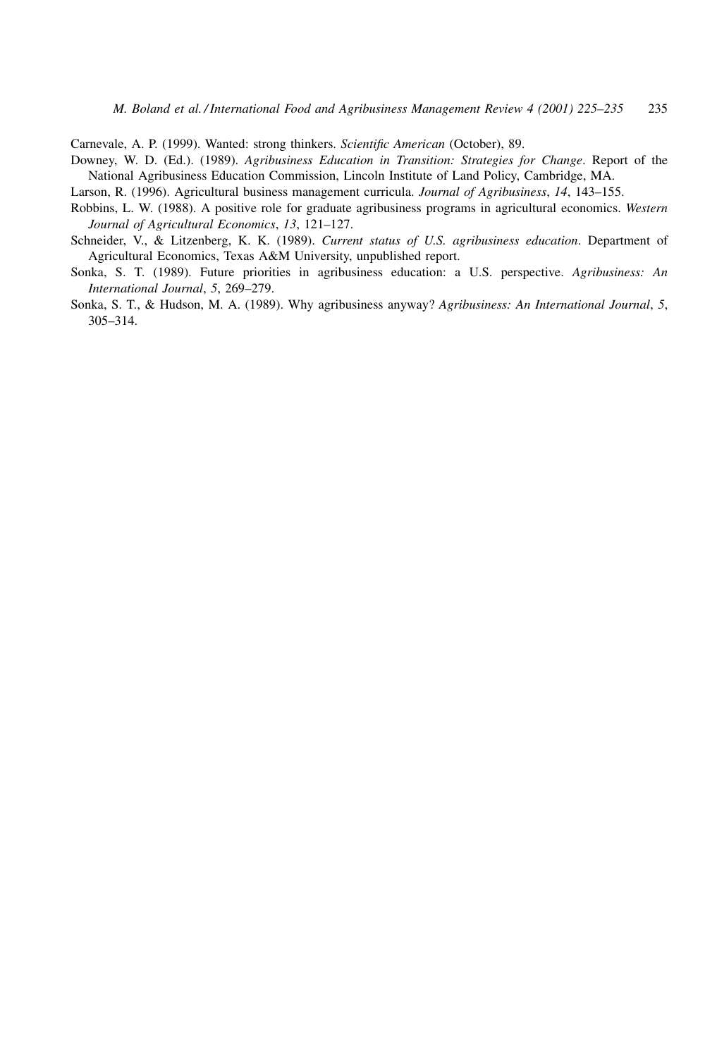Carnevale, A. P. (1999). Wanted: strong thinkers. *Scientific American* (October), 89.

Downey, W. D. (Ed.). (1989). *Agribusiness Education in Transition: Strategies for Change*. Report of the National Agribusiness Education Commission, Lincoln Institute of Land Policy, Cambridge, MA.

Larson, R. (1996). Agricultural business management curricula. *Journal of Agribusiness*, *14*, 143–155.

Robbins, L. W. (1988). A positive role for graduate agribusiness programs in agricultural economics. *Western Journal of Agricultural Economics*, *13*, 121–127.

Schneider, V., & Litzenberg, K. K. (1989). *Current status of U.S. agribusiness education*. Department of Agricultural Economics, Texas A&M University, unpublished report.

Sonka, S. T. (1989). Future priorities in agribusiness education: a U.S. perspective. *Agribusiness: An International Journal*, *5*, 269–279.

Sonka, S. T., & Hudson, M. A. (1989). Why agribusiness anyway? *Agribusiness: An International Journal*, *5*, 305–314.